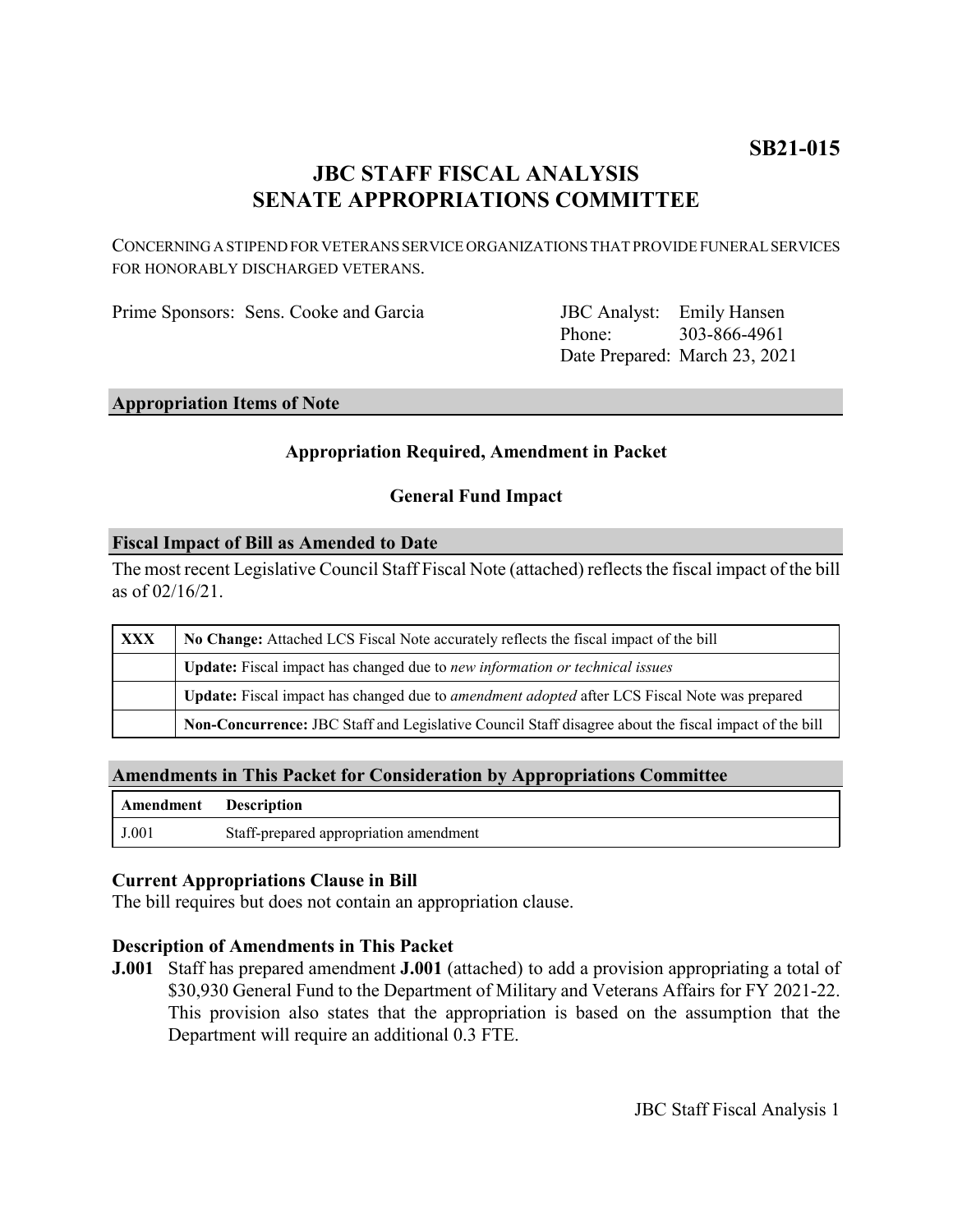**SB21-015**

# JBC STAFF FISCAL ANALYSIS
# SENATE APPROPRIATIONS COMMITTEE

CONCERNING A STIPEND FOR VETERANS SERVICE ORGANIZATIONS THAT PROVIDE FUNERAL SERVICES FOR HONORABLY DISCHARGED VETERANS.

Prime Sponsors: Sens. Cooke and Garcia

JBC Analyst: Emily Hansen
Phone: 303-866-4961
Date Prepared: March 23, 2021

## Appropriation Items of Note

**Appropriation Required, Amendment in Packet**

**General Fund Impact**

## Fiscal Impact of Bill as Amended to Date

The most recent Legislative Council Staff Fiscal Note (attached) reflects the fiscal impact of the bill as of 02/16/21.

| | |
|---|---|
| **XXX** | **No Change:** Attached LCS Fiscal Note accurately reflects the fiscal impact of the bill |
| | **Update:** Fiscal impact has changed due to *new information or technical issues* |
| | **Update:** Fiscal impact has changed due to *amendment adopted* after LCS Fiscal Note was prepared |
| | **Non-Concurrence:** JBC Staff and Legislative Council Staff disagree about the fiscal impact of the bill |

## Amendments in This Packet for Consideration by Appropriations Committee

| Amendment | Description |
|---|---|
| J.001 | Staff-prepared appropriation amendment |

### Current Appropriations Clause in Bill

The bill requires but does not contain an appropriation clause.

### Description of Amendments in This Packet

**J.001** Staff has prepared amendment **J.001** (attached) to add a provision appropriating a total of $30,930 General Fund to the Department of Military and Veterans Affairs for FY 2021-22. This provision also states that the appropriation is based on the assumption that the Department will require an additional 0.3 FTE.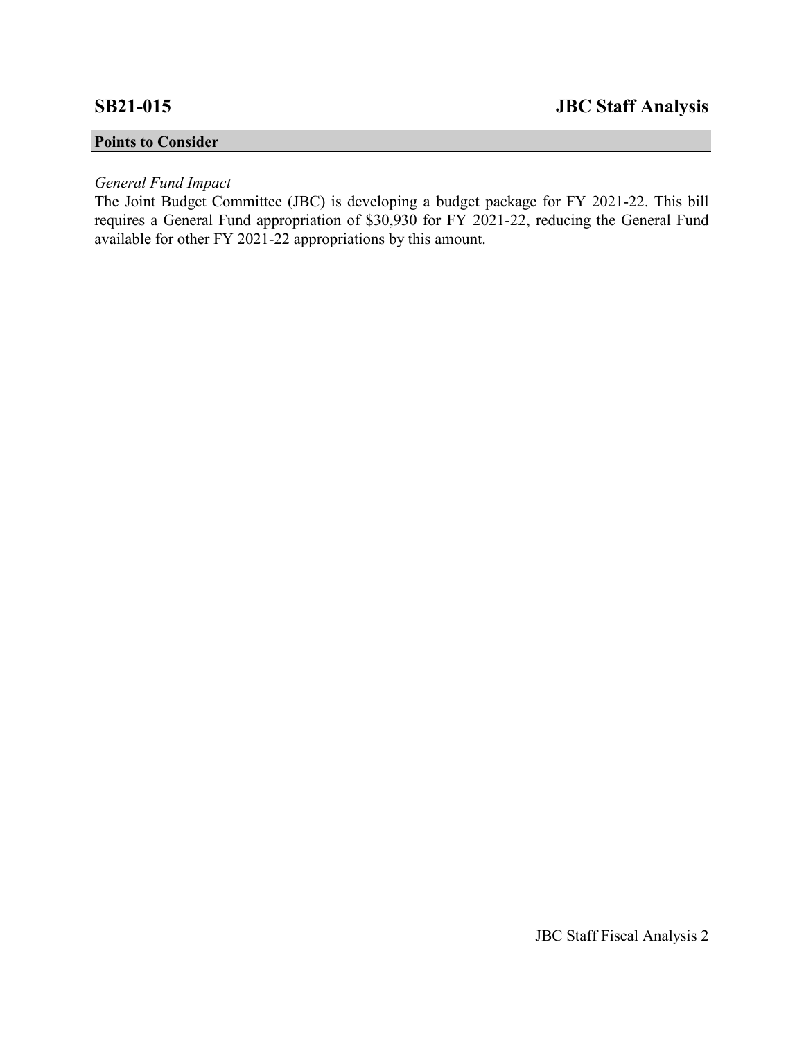## Points to Consider

*General Fund Impact*

The Joint Budget Committee (JBC) is developing a budget package for FY 2021-22. This bill requires a General Fund appropriation of $30,930 for FY 2021-22, reducing the General Fund available for other FY 2021-22 appropriations by this amount.